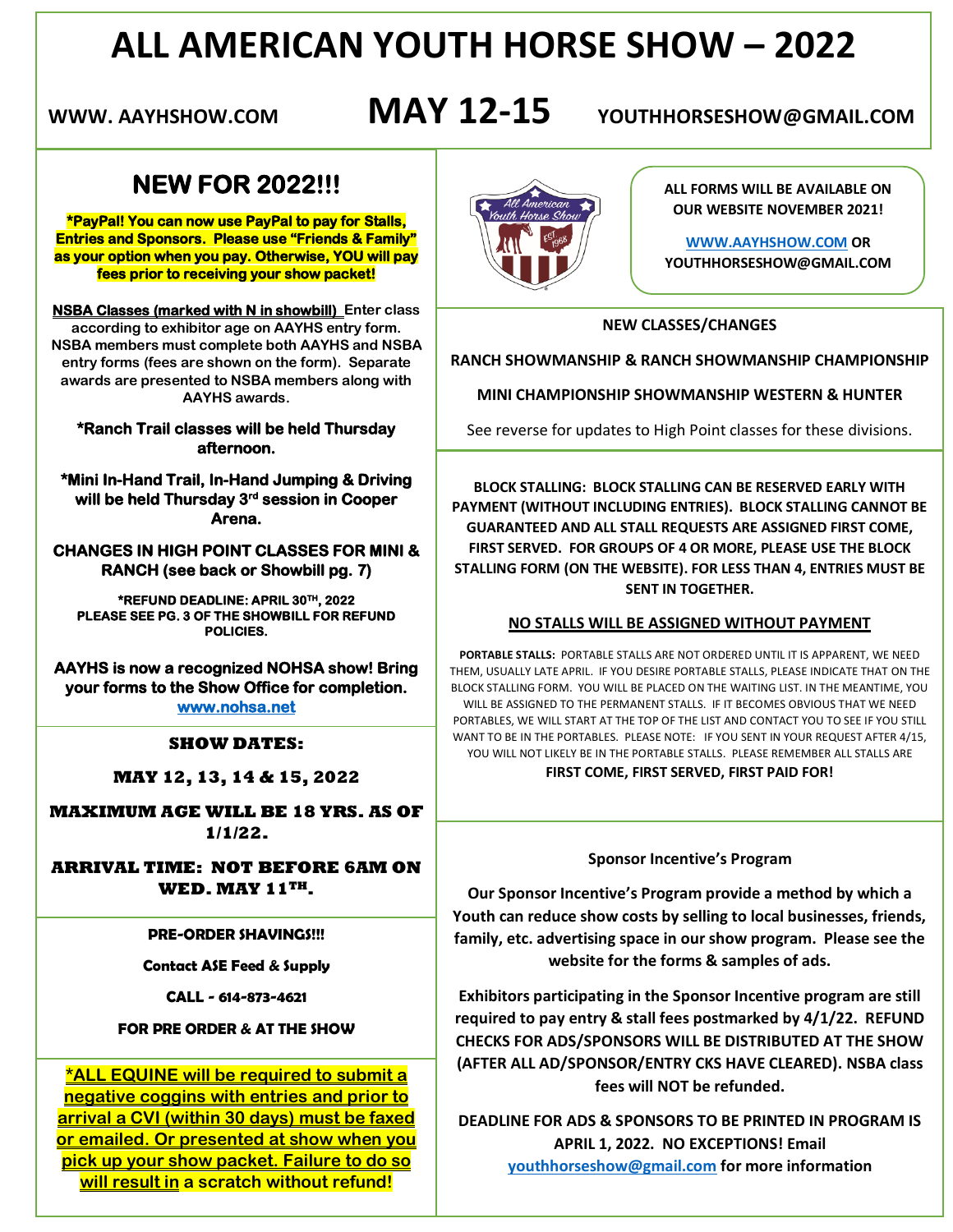# ALL AMERICAN YOUTH HORSE SHOW – 2022

**WWW. AAYHSHOW.COM** **MAY 12-15** **YOUTHHORSESHOW@GMAIL.COM**

## NEW FOR 2022!!!

***PayPal! You can now use PayPal to pay for Stalls, Entries and Sponsors. Please use "Friends & Family" as your option when you pay. Otherwise, YOU will pay fees prior to receiving your show packet!**

**NSBA Classes (marked with N in showbill)** Enter class according to exhibitor age on AAYHS entry form. NSBA members must complete both AAYHS and NSBA entry forms (fees are shown on the form). Separate awards are presented to NSBA members along with AAYHS awards.

***Ranch Trail classes will be held Thursday afternoon.**

***Mini In-Hand Trail, In-Hand Jumping & Driving will be held Thursday 3rd session in Cooper Arena.**

**CHANGES IN HIGH POINT CLASSES FOR MINI & RANCH (see back or Showbill pg. 7)**

***REFUND DEADLINE: APRIL 30TH, 2022**
**PLEASE SEE PG. 3 OF THE SHOWBILL FOR REFUND POLICIES.**

**AAYHS is now a recognized NOHSA show! Bring your forms to the Show Office for completion.**
**www.nohsa.net**

**SHOW DATES:**

**MAY 12, 13, 14 & 15, 2022**

**MAXIMUM AGE WILL BE 18 YRS. AS OF 1/1/22.**

**ARRIVAL TIME: NOT BEFORE 6AM ON WED. MAY 11TH.**

**PRE-ORDER SHAVINGS!!!**

**Contact ASE Feed & Supply**

**CALL - 614-873-4621**

**FOR PRE ORDER & AT THE SHOW**

***ALL EQUINE will be required to submit a negative coggins with entries and prior to arrival a CVI (within 30 days) must be faxed or emailed. Or presented at show when you pick up your show packet. Failure to do so will result in a scratch without refund!**

**ALL FORMS WILL BE AVAILABLE ON OUR WEBSITE NOVEMBER 2021!**

**WWW.AAYHSHOW.COM OR YOUTHHORSESHOW@GMAIL.COM**

**NEW CLASSES/CHANGES**

**RANCH SHOWMANSHIP & RANCH SHOWMANSHIP CHAMPIONSHIP**

**MINI CHAMPIONSHIP SHOWMANSHIP WESTERN & HUNTER**

See reverse for updates to High Point classes for these divisions.

**BLOCK STALLING: BLOCK STALLING CAN BE RESERVED EARLY WITH PAYMENT (WITHOUT INCLUDING ENTRIES). BLOCK STALLING CANNOT BE GUARANTEED AND ALL STALL REQUESTS ARE ASSIGNED FIRST COME, FIRST SERVED. FOR GROUPS OF 4 OR MORE, PLEASE USE THE BLOCK STALLING FORM (ON THE WEBSITE). FOR LESS THAN 4, ENTRIES MUST BE SENT IN TOGETHER.**

**NO STALLS WILL BE ASSIGNED WITHOUT PAYMENT**

**PORTABLE STALLS:** PORTABLE STALLS ARE NOT ORDERED UNTIL IT IS APPARENT, WE NEED THEM, USUALLY LATE APRIL. IF YOU DESIRE PORTABLE STALLS, PLEASE INDICATE THAT ON THE BLOCK STALLING FORM. YOU WILL BE PLACED ON THE WAITING LIST. IN THE MEANTIME, YOU WILL BE ASSIGNED TO THE PERMANENT STALLS. IF IT BECOMES OBVIOUS THAT WE NEED PORTABLES, WE WILL START AT THE TOP OF THE LIST AND CONTACT YOU TO SEE IF YOU STILL WANT TO BE IN THE PORTABLES. PLEASE NOTE: IF YOU SENT IN YOUR REQUEST AFTER 4/15, YOU WILL NOT LIKELY BE IN THE PORTABLE STALLS. PLEASE REMEMBER ALL STALLS ARE **FIRST COME, FIRST SERVED, FIRST PAID FOR!**

**Sponsor Incentive's Program**

**Our Sponsor Incentive's Program provide a method by which a Youth can reduce show costs by selling to local businesses, friends, family, etc. advertising space in our show program. Please see the website for the forms & samples of ads.**

**Exhibitors participating in the Sponsor Incentive program are still required to pay entry & stall fees postmarked by 4/1/22. REFUND CHECKS FOR ADS/SPONSORS WILL BE DISTRIBUTED AT THE SHOW (AFTER ALL AD/SPONSOR/ENTRY CKS HAVE CLEARED). NSBA class fees will NOT be refunded.**

**DEADLINE FOR ADS & SPONSORS TO BE PRINTED IN PROGRAM IS APRIL 1, 2022. NO EXCEPTIONS! Email youthhorseshow@gmail.com for more information**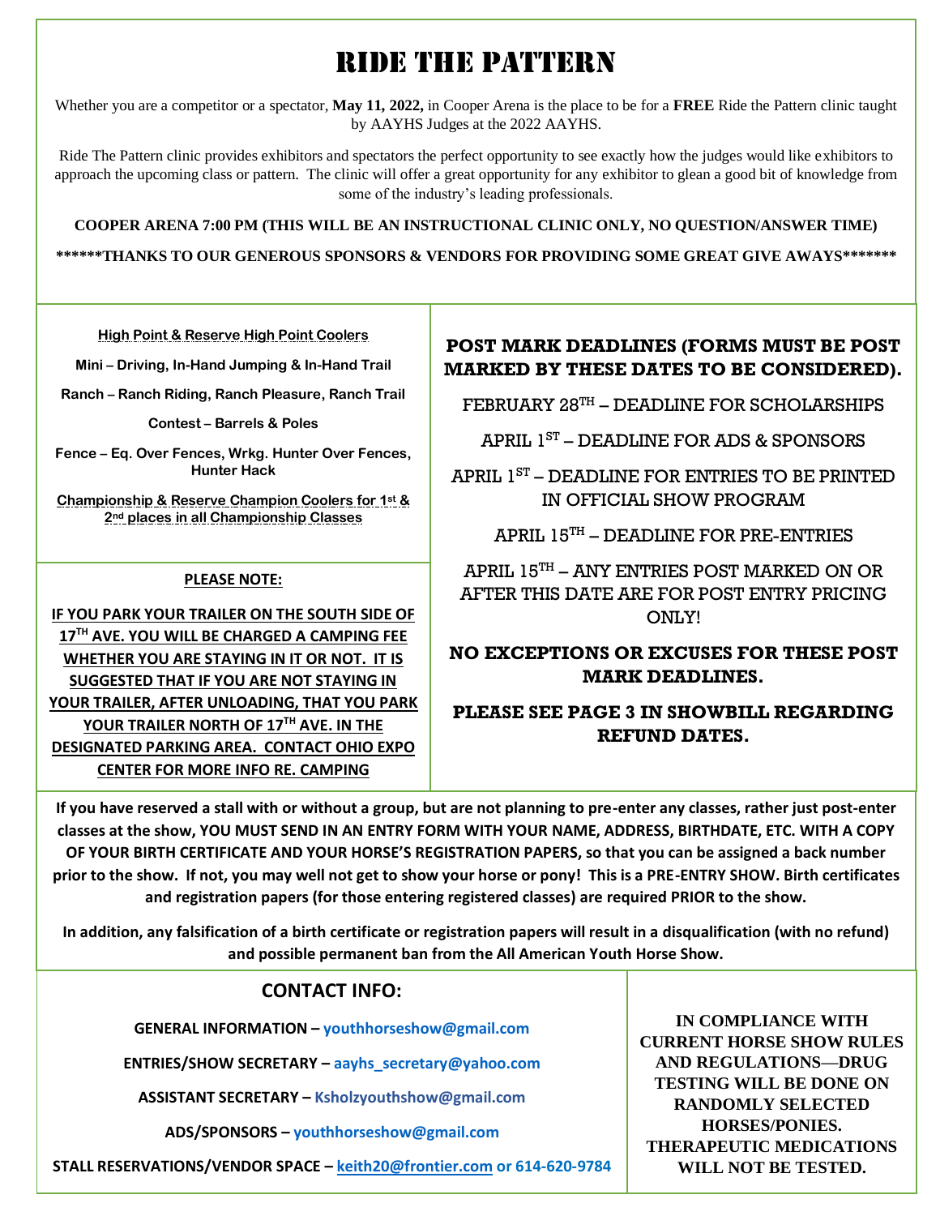# RIDE THE PATTERN

Whether you are a competitor or a spectator, **May 11, 2022,** in Cooper Arena is the place to be for a **FREE** Ride the Pattern clinic taught by AAYHS Judges at the 2022 AAYHS.

Ride The Pattern clinic provides exhibitors and spectators the perfect opportunity to see exactly how the judges would like exhibitors to approach the upcoming class or pattern. The clinic will offer a great opportunity for any exhibitor to glean a good bit of knowledge from some of the industry's leading professionals.

**COOPER ARENA 7:00 PM (THIS WILL BE AN INSTRUCTIONAL CLINIC ONLY, NO QUESTION/ANSWER TIME)**

**\*\*\*\*\*\*THANKS TO OUR GENEROUS SPONSORS & VENDORS FOR PROVIDING SOME GREAT GIVE AWAYS\*\*\*\*\*\*\***

**High Point & Reserve High Point Coolers**

**Mini – Driving, In-Hand Jumping & In-Hand Trail**

**Ranch – Ranch Riding, Ranch Pleasure, Ranch Trail**

**Contest – Barrels & Poles**

**Fence – Eq. Over Fences, Wrkg. Hunter Over Fences, Hunter Hack**

**Championship & Reserve Champion Coolers for 1st & 2nd places in all Championship Classes**

**PLEASE NOTE:**

**IF YOU PARK YOUR TRAILER ON THE SOUTH SIDE OF 17TH AVE. YOU WILL BE CHARGED A CAMPING FEE WHETHER YOU ARE STAYING IN IT OR NOT. IT IS SUGGESTED THAT IF YOU ARE NOT STAYING IN YOUR TRAILER, AFTER UNLOADING, THAT YOU PARK YOUR TRAILER NORTH OF 17TH AVE. IN THE DESIGNATED PARKING AREA. CONTACT OHIO EXPO CENTER FOR MORE INFO RE. CAMPING**

**POST MARK DEADLINES (FORMS MUST BE POST MARKED BY THESE DATES TO BE CONSIDERED).**

FEBRUARY 28TH – DEADLINE FOR SCHOLARSHIPS

APRIL 1ST – DEADLINE FOR ADS & SPONSORS

APRIL 1ST – DEADLINE FOR ENTRIES TO BE PRINTED IN OFFICIAL SHOW PROGRAM

APRIL 15TH – DEADLINE FOR PRE-ENTRIES

APRIL 15TH – ANY ENTRIES POST MARKED ON OR AFTER THIS DATE ARE FOR POST ENTRY PRICING ONLY!

**NO EXCEPTIONS OR EXCUSES FOR THESE POST MARK DEADLINES.**

**PLEASE SEE PAGE 3 IN SHOWBILL REGARDING REFUND DATES.**

**If you have reserved a stall with or without a group, but are not planning to pre-enter any classes, rather just post-enter classes at the show, YOU MUST SEND IN AN ENTRY FORM WITH YOUR NAME, ADDRESS, BIRTHDATE, ETC. WITH A COPY OF YOUR BIRTH CERTIFICATE AND YOUR HORSE'S REGISTRATION PAPERS, so that you can be assigned a back number prior to the show. If not, you may well not get to show your horse or pony! This is a PRE-ENTRY SHOW. Birth certificates and registration papers (for those entering registered classes) are required PRIOR to the show.**

**In addition, any falsification of a birth certificate or registration papers will result in a disqualification (with no refund) and possible permanent ban from the All American Youth Horse Show.**

## CONTACT INFO:

**GENERAL INFORMATION – youthhorseshow@gmail.com**

**ENTRIES/SHOW SECRETARY – aayhs_secretary@yahoo.com**

**ASSISTANT SECRETARY – Ksholzyouthshow@gmail.com**

**ADS/SPONSORS – youthhorseshow@gmail.com**

**STALL RESERVATIONS/VENDOR SPACE – keith20@frontier.com or 614-620-9784**

**IN COMPLIANCE WITH CURRENT HORSE SHOW RULES AND REGULATIONS—DRUG TESTING WILL BE DONE ON RANDOMLY SELECTED HORSES/PONIES. THERAPEUTIC MEDICATIONS WILL NOT BE TESTED.**